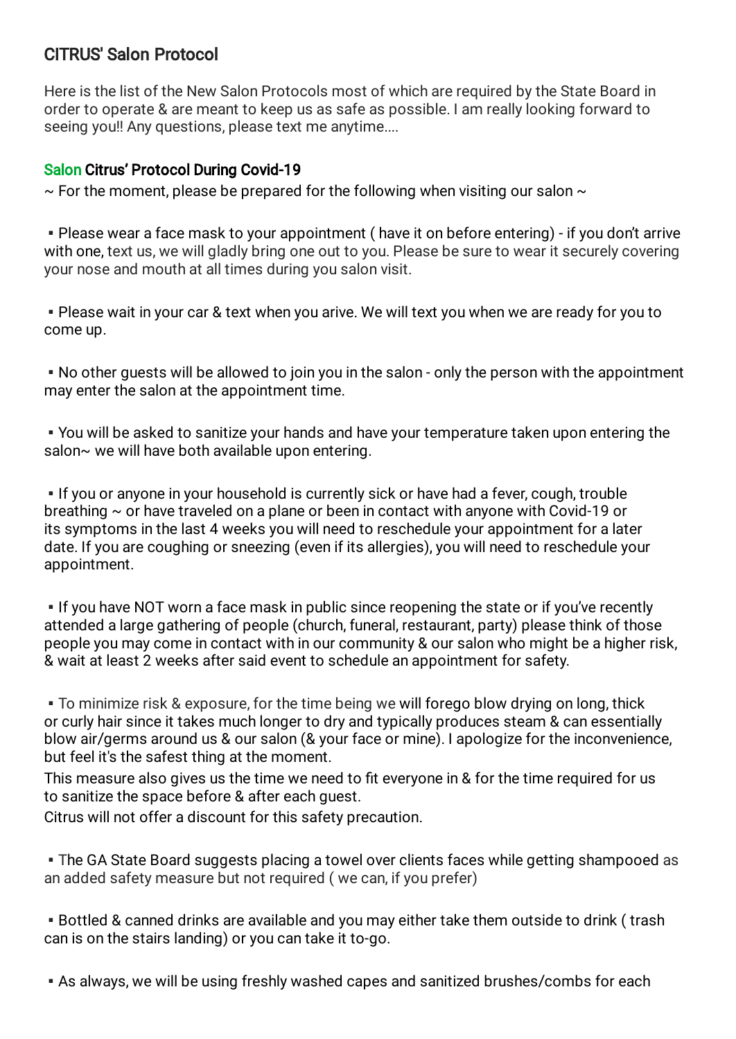## CITRUS' Salon Protocol

Here is the list of the New Salon Protocols most of which are required by the State Board in order to operate & are meant to keep us as safe as possible. I am really looking forward to seeing you!! Any questions, please text me anytime....

### Salon Citrus' Protocol During Covid-19

~ For the moment, please be prepared for the following when visiting our salon ~

- Please wear a face mask to your appointment ( have it on before entering) - if you don't arrive with one, text us, we will gladly bring one out to you. Please be sure to wear it securely covering your nose and mouth at all times during you salon visit.

- Please wait in your car & text when you arive. We will text you when we are ready for you to come up.

- No other guests will be allowed to join you in the salon - only the person with the appointment may enter the salon at the appointment time.

- You will be asked to sanitize your hands and have your temperature taken upon entering the salon~ we will have both available upon entering.

- If you or anyone in your household is currently sick or have had a fever, cough, trouble breathing ~ or have traveled on a plane or been in contact with anyone with Covid-19 or its symptoms in the last 4 weeks you will need to reschedule your appointment for a later date. If you are coughing or sneezing (even if its allergies), you will need to reschedule your appointment.

- If you have NOT worn a face mask in public since reopening the state or if you've recently attended a large gathering of people (church, funeral, restaurant, party) please think of those people you may come in contact with in our community & our salon who might be a higher risk, & wait at least 2 weeks after said event to schedule an appointment for safety.

- To minimize risk & exposure, for the time being we will forego blow drying on long, thick or curly hair since it takes much longer to dry and typically produces steam & can essentially blow air/germs around us & our salon (& your face or mine). I apologize for the inconvenience, but feel it's the safest thing at the moment.
This measure also gives us the time we need to fit everyone in & for the time required for us to sanitize the space before & after each guest.
Citrus will not offer a discount for this safety precaution.

- The GA State Board suggests placing a towel over clients faces while getting shampooed as an added safety measure but not required ( we can, if you prefer)

- Bottled & canned drinks are available and you may either take them outside to drink ( trash can is on the stairs landing) or you can take it to-go.

- As always, we will be using freshly washed capes and sanitized brushes/combs for each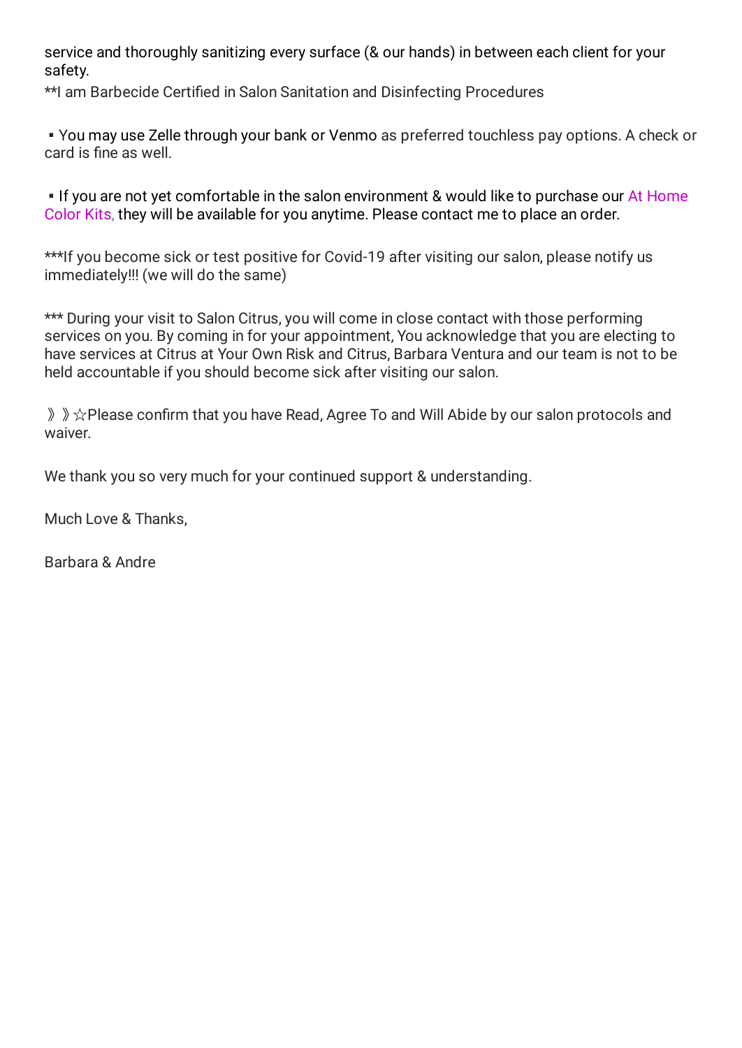service and thoroughly sanitizing every surface (& our hands) in between each client for your safety.

**I am Barbecide Certified in Salon Sanitation and Disinfecting Procedures

▪ You may use Zelle through your bank or Venmo as preferred touchless pay options. A check or card is fine as well.

▪ If you are not yet comfortable in the salon environment & would like to purchase our At Home Color Kits, they will be available for you anytime. Please contact me to place an order.

***If you become sick or test positive for Covid-19 after visiting our salon, please notify us immediately!!! (we will do the same)

*** During your visit to Salon Citrus, you will come in close contact with those performing services on you. By coming in for your appointment, You acknowledge that you are electing to have services at Citrus at Your Own Risk and Citrus, Barbara Ventura and our team is not to be held accountable if you should become sick after visiting our salon.

》》☆Please confirm that you have Read, Agree To and Will Abide by our salon protocols and waiver.

We thank you so very much for your continued support & understanding.

Much Love & Thanks,

Barbara & Andre